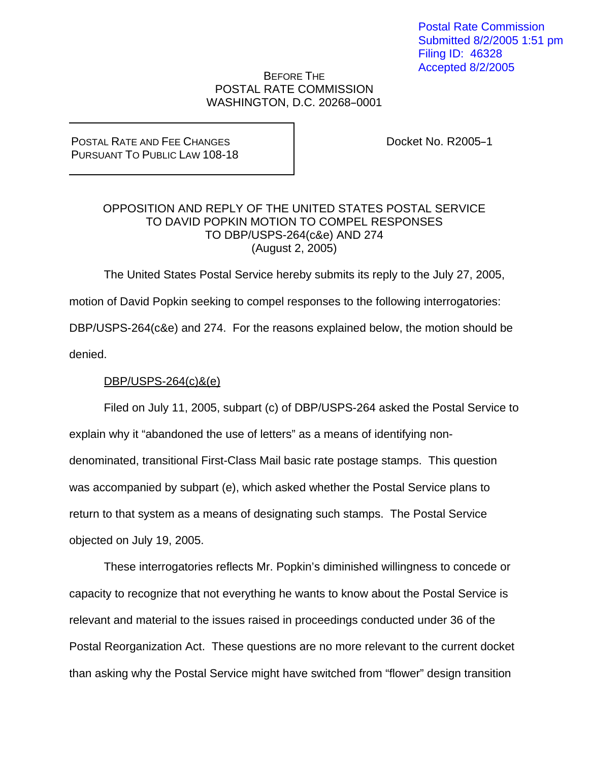Postal Rate Commission
Submitted 8/2/2005 1:51 pm
Filing ID: 46328
Accepted 8/2/2005

BEFORE THE
POSTAL RATE COMMISSION
WASHINGTON, D.C. 20268–0001

| POSTAL RATE AND FEE CHANGES PURSUANT TO PUBLIC LAW 108-18 | Docket No. R2005–1 |
|---|---|

OPPOSITION AND REPLY OF THE UNITED STATES POSTAL SERVICE
TO DAVID POPKIN MOTION TO COMPEL RESPONSES
TO DBP/USPS-264(c&e) AND 274
(August 2, 2005)

The United States Postal Service hereby submits its reply to the July 27, 2005, motion of David Popkin seeking to compel responses to the following interrogatories: DBP/USPS-264(c&e) and 274. For the reasons explained below, the motion should be denied.

DBP/USPS-264(c)&(e)

Filed on July 11, 2005, subpart (c) of DBP/USPS-264 asked the Postal Service to explain why it "abandoned the use of letters" as a means of identifying non-denominated, transitional First-Class Mail basic rate postage stamps. This question was accompanied by subpart (e), which asked whether the Postal Service plans to return to that system as a means of designating such stamps. The Postal Service objected on July 19, 2005.

These interrogatories reflects Mr. Popkin's diminished willingness to concede or capacity to recognize that not everything he wants to know about the Postal Service is relevant and material to the issues raised in proceedings conducted under 36 of the Postal Reorganization Act. These questions are no more relevant to the current docket than asking why the Postal Service might have switched from "flower" design transition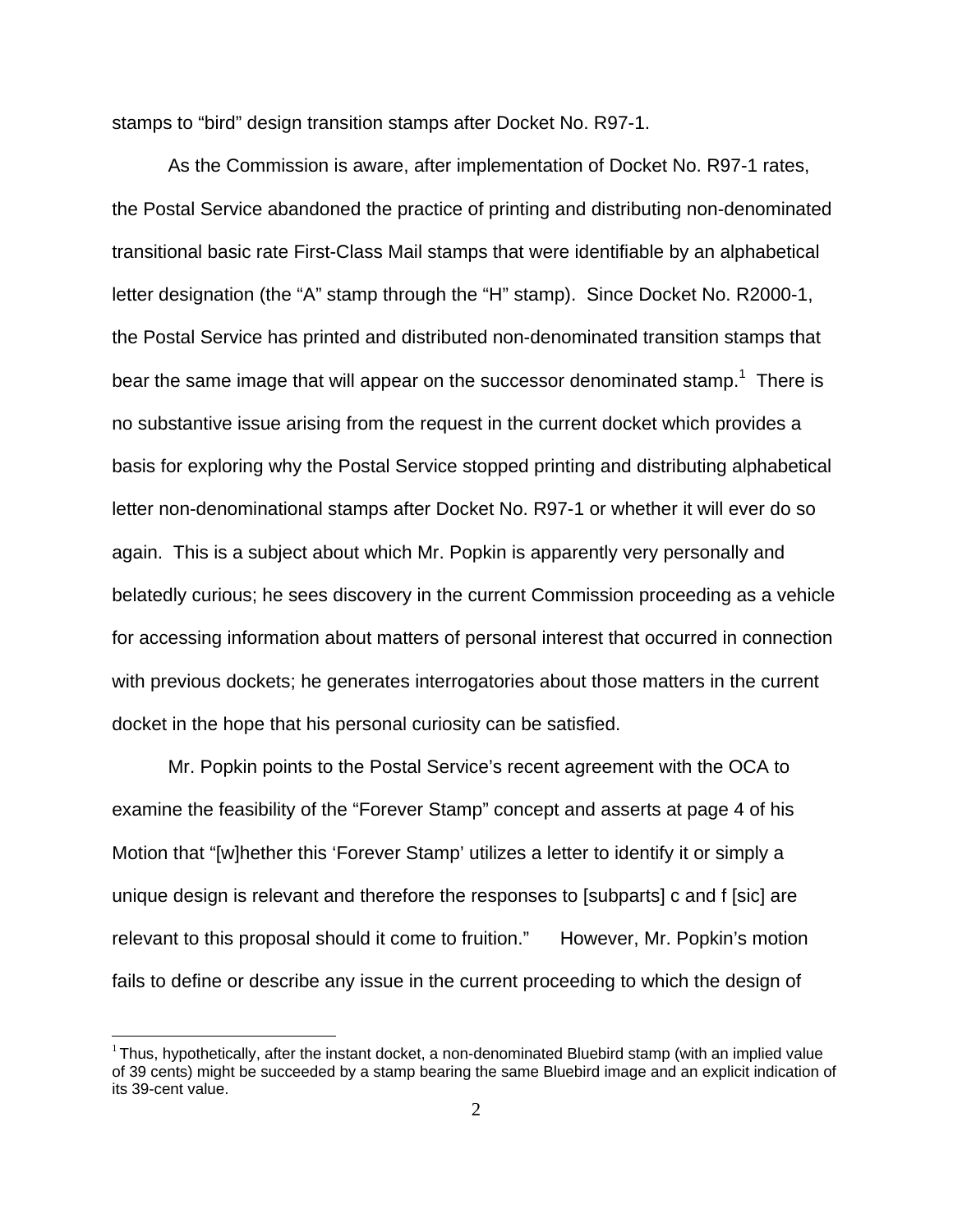stamps to "bird" design transition stamps after Docket No. R97-1.

As the Commission is aware, after implementation of Docket No. R97-1 rates, the Postal Service abandoned the practice of printing and distributing non-denominated transitional basic rate First-Class Mail stamps that were identifiable by an alphabetical letter designation (the "A" stamp through the "H" stamp). Since Docket No. R2000-1, the Postal Service has printed and distributed non-denominated transition stamps that bear the same image that will appear on the successor denominated stamp.[1] There is no substantive issue arising from the request in the current docket which provides a basis for exploring why the Postal Service stopped printing and distributing alphabetical letter non-denominational stamps after Docket No. R97-1 or whether it will ever do so again. This is a subject about which Mr. Popkin is apparently very personally and belatedly curious; he sees discovery in the current Commission proceeding as a vehicle for accessing information about matters of personal interest that occurred in connection with previous dockets; he generates interrogatories about those matters in the current docket in the hope that his personal curiosity can be satisfied.

Mr. Popkin points to the Postal Service's recent agreement with the OCA to examine the feasibility of the "Forever Stamp" concept and asserts at page 4 of his Motion that "[w]hether this 'Forever Stamp' utilizes a letter to identify it or simply a unique design is relevant and therefore the responses to [subparts] c and f [sic] are relevant to this proposal should it come to fruition." However, Mr. Popkin's motion fails to define or describe any issue in the current proceeding to which the design of

[1] Thus, hypothetically, after the instant docket, a non-denominated Bluebird stamp (with an implied value of 39 cents) might be succeeded by a stamp bearing the same Bluebird image and an explicit indication of its 39-cent value.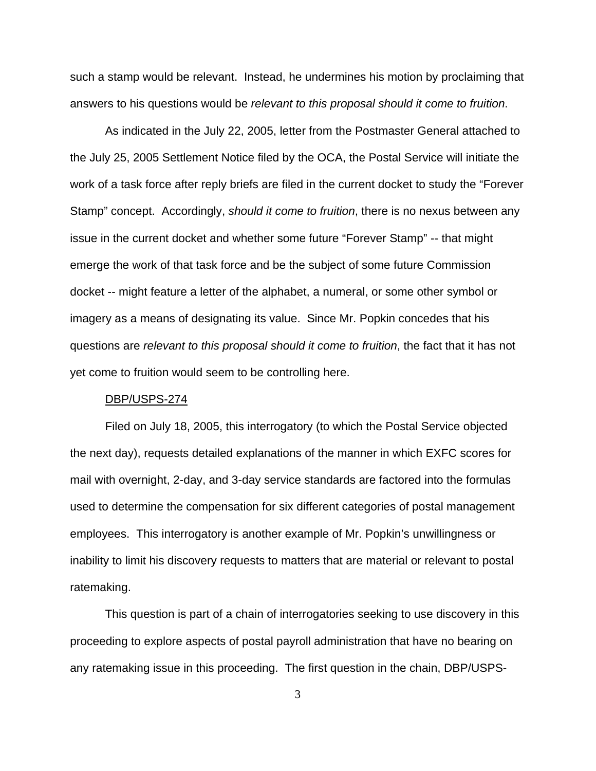such a stamp would be relevant. Instead, he undermines his motion by proclaiming that answers to his questions would be *relevant to this proposal should it come to fruition*.

As indicated in the July 22, 2005, letter from the Postmaster General attached to the July 25, 2005 Settlement Notice filed by the OCA, the Postal Service will initiate the work of a task force after reply briefs are filed in the current docket to study the "Forever Stamp" concept. Accordingly, *should it come to fruition*, there is no nexus between any issue in the current docket and whether some future "Forever Stamp" -- that might emerge the work of that task force and be the subject of some future Commission docket -- might feature a letter of the alphabet, a numeral, or some other symbol or imagery as a means of designating its value. Since Mr. Popkin concedes that his questions are *relevant to this proposal should it come to fruition*, the fact that it has not yet come to fruition would seem to be controlling here.

<u>DBP/USPS-274</u>

Filed on July 18, 2005, this interrogatory (to which the Postal Service objected the next day), requests detailed explanations of the manner in which EXFC scores for mail with overnight, 2-day, and 3-day service standards are factored into the formulas used to determine the compensation for six different categories of postal management employees. This interrogatory is another example of Mr. Popkin's unwillingness or inability to limit his discovery requests to matters that are material or relevant to postal ratemaking.

This question is part of a chain of interrogatories seeking to use discovery in this proceeding to explore aspects of postal payroll administration that have no bearing on any ratemaking issue in this proceeding. The first question in the chain, DBP/USPS-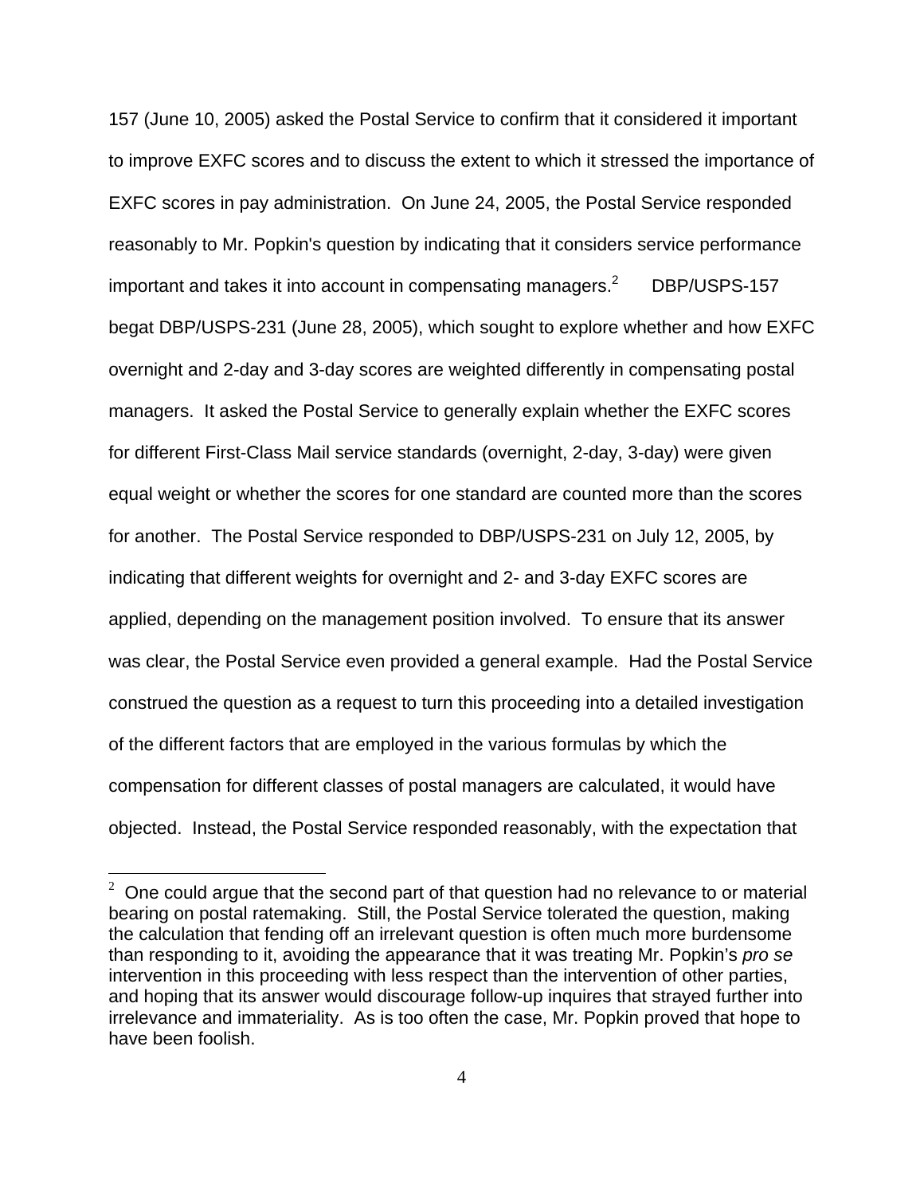157 (June 10, 2005) asked the Postal Service to confirm that it considered it important to improve EXFC scores and to discuss the extent to which it stressed the importance of EXFC scores in pay administration. On June 24, 2005, the Postal Service responded reasonably to Mr. Popkin's question by indicating that it considers service performance important and takes it into account in compensating managers.[2] DBP/USPS-157 begat DBP/USPS-231 (June 28, 2005), which sought to explore whether and how EXFC overnight and 2-day and 3-day scores are weighted differently in compensating postal managers. It asked the Postal Service to generally explain whether the EXFC scores for different First-Class Mail service standards (overnight, 2-day, 3-day) were given equal weight or whether the scores for one standard are counted more than the scores for another. The Postal Service responded to DBP/USPS-231 on July 12, 2005, by indicating that different weights for overnight and 2- and 3-day EXFC scores are applied, depending on the management position involved. To ensure that its answer was clear, the Postal Service even provided a general example. Had the Postal Service construed the question as a request to turn this proceeding into a detailed investigation of the different factors that are employed in the various formulas by which the compensation for different classes of postal managers are calculated, it would have objected. Instead, the Postal Service responded reasonably, with the expectation that

[2] One could argue that the second part of that question had no relevance to or material bearing on postal ratemaking. Still, the Postal Service tolerated the question, making the calculation that fending off an irrelevant question is often much more burdensome than responding to it, avoiding the appearance that it was treating Mr. Popkin's *pro se* intervention in this proceeding with less respect than the intervention of other parties, and hoping that its answer would discourage follow-up inquires that strayed further into irrelevance and immateriality. As is too often the case, Mr. Popkin proved that hope to have been foolish.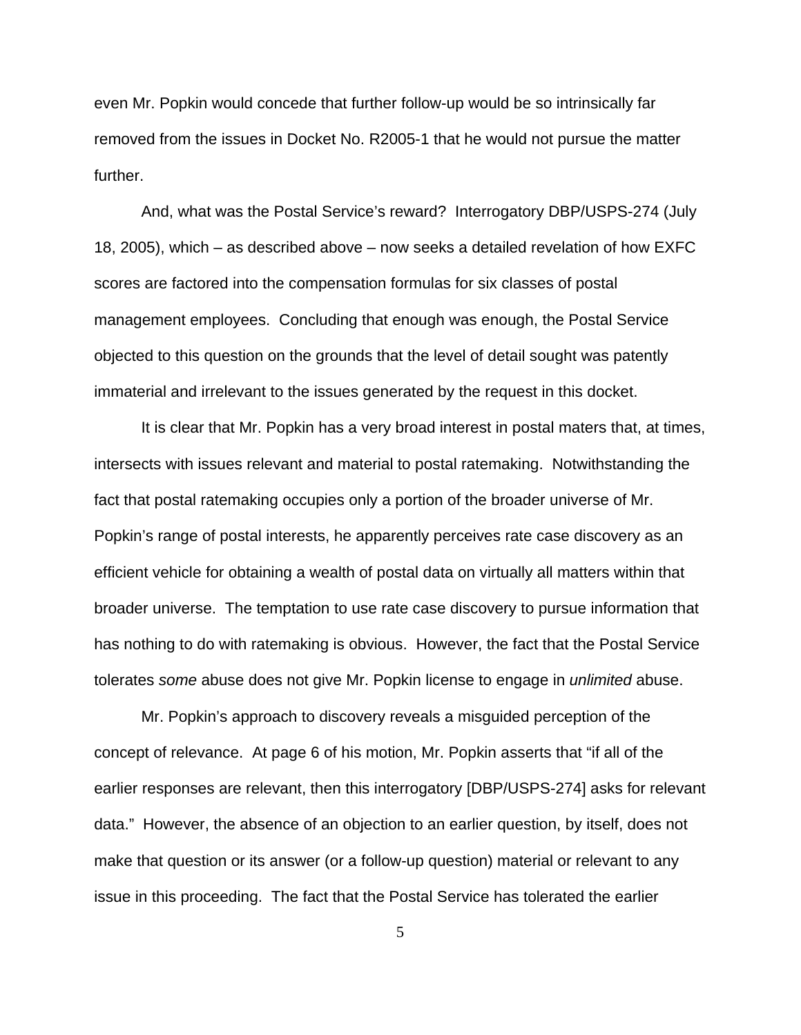even Mr. Popkin would concede that further follow-up would be so intrinsically far removed from the issues in Docket No. R2005-1 that he would not pursue the matter further.

And, what was the Postal Service's reward? Interrogatory DBP/USPS-274 (July 18, 2005), which – as described above – now seeks a detailed revelation of how EXFC scores are factored into the compensation formulas for six classes of postal management employees. Concluding that enough was enough, the Postal Service objected to this question on the grounds that the level of detail sought was patently immaterial and irrelevant to the issues generated by the request in this docket.

It is clear that Mr. Popkin has a very broad interest in postal maters that, at times, intersects with issues relevant and material to postal ratemaking. Notwithstanding the fact that postal ratemaking occupies only a portion of the broader universe of Mr. Popkin's range of postal interests, he apparently perceives rate case discovery as an efficient vehicle for obtaining a wealth of postal data on virtually all matters within that broader universe. The temptation to use rate case discovery to pursue information that has nothing to do with ratemaking is obvious. However, the fact that the Postal Service tolerates *some* abuse does not give Mr. Popkin license to engage in *unlimited* abuse.

Mr. Popkin's approach to discovery reveals a misguided perception of the concept of relevance. At page 6 of his motion, Mr. Popkin asserts that "if all of the earlier responses are relevant, then this interrogatory [DBP/USPS-274] asks for relevant data." However, the absence of an objection to an earlier question, by itself, does not make that question or its answer (or a follow-up question) material or relevant to any issue in this proceeding. The fact that the Postal Service has tolerated the earlier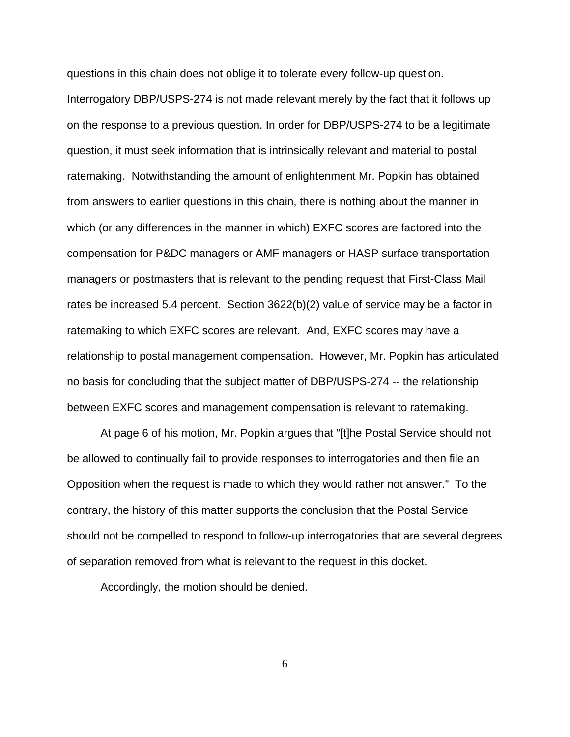questions in this chain does not oblige it to tolerate every follow-up question. Interrogatory DBP/USPS-274 is not made relevant merely by the fact that it follows up on the response to a previous question. In order for DBP/USPS-274 to be a legitimate question, it must seek information that is intrinsically relevant and material to postal ratemaking. Notwithstanding the amount of enlightenment Mr. Popkin has obtained from answers to earlier questions in this chain, there is nothing about the manner in which (or any differences in the manner in which) EXFC scores are factored into the compensation for P&DC managers or AMF managers or HASP surface transportation managers or postmasters that is relevant to the pending request that First-Class Mail rates be increased 5.4 percent. Section 3622(b)(2) value of service may be a factor in ratemaking to which EXFC scores are relevant. And, EXFC scores may have a relationship to postal management compensation. However, Mr. Popkin has articulated no basis for concluding that the subject matter of DBP/USPS-274 -- the relationship between EXFC scores and management compensation is relevant to ratemaking.

At page 6 of his motion, Mr. Popkin argues that "[t]he Postal Service should not be allowed to continually fail to provide responses to interrogatories and then file an Opposition when the request is made to which they would rather not answer." To the contrary, the history of this matter supports the conclusion that the Postal Service should not be compelled to respond to follow-up interrogatories that are several degrees of separation removed from what is relevant to the request in this docket.

Accordingly, the motion should be denied.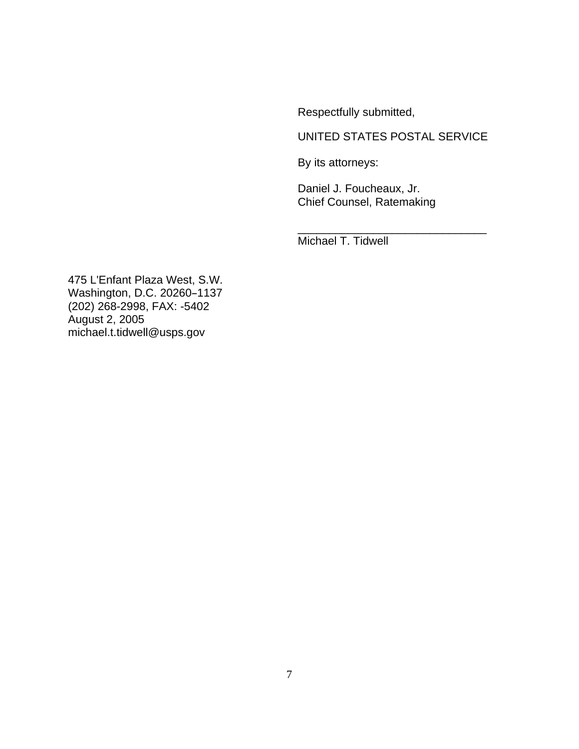Respectfully submitted,

UNITED STATES POSTAL SERVICE

By its attorneys:

Daniel J. Foucheaux, Jr.
Chief Counsel, Ratemaking

_______________________________
Michael T. Tidwell

475 L'Enfant Plaza West, S.W.
Washington, D.C. 20260–1137
(202) 268-2998, FAX: -5402
August 2, 2005
michael.t.tidwell@usps.gov